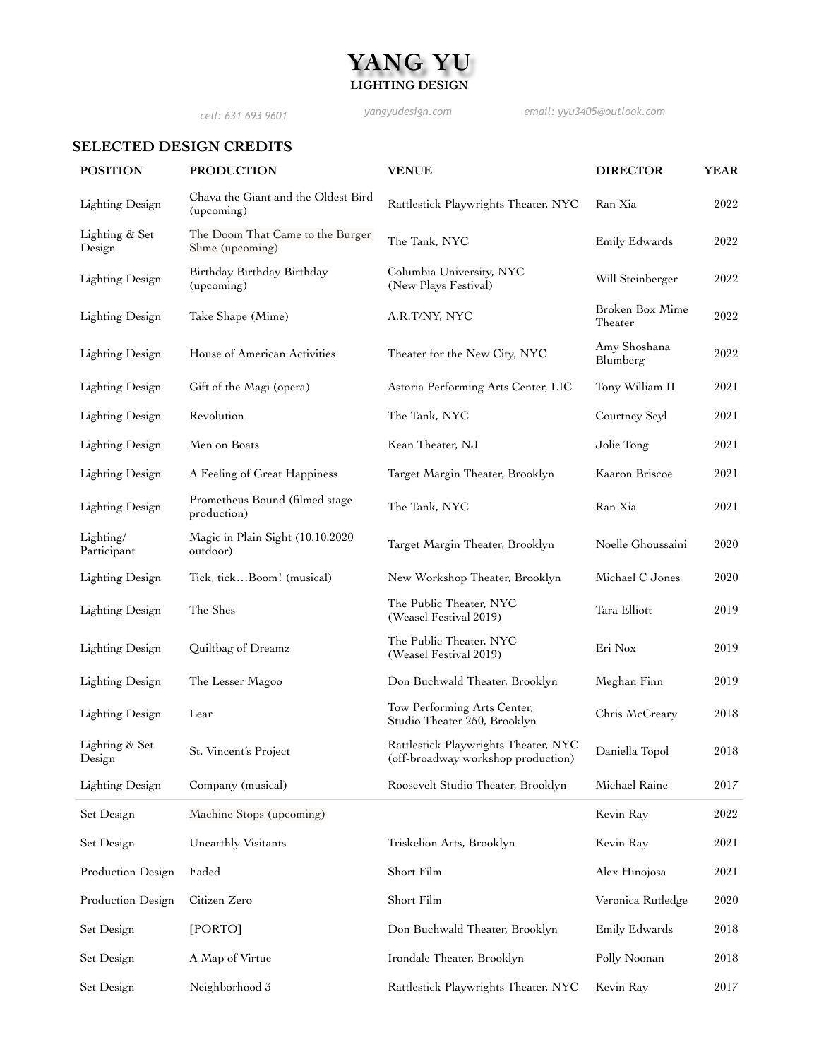# YANG YU

**LIGHTING DESIGN**

*cell: 631 693 9601* *yangyudesign.com* *email: yyu3405@outlook.com*

## SELECTED DESIGN CREDITS

| POSITION | PRODUCTION | VENUE | DIRECTOR | YEAR |
|---|---|---|---|---|
| Lighting Design | Chava the Giant and the Oldest Bird (upcoming) | Rattlestick Playwrights Theater, NYC | Ran Xia | 2022 |
| Lighting & Set Design | The Doom That Came to the Burger Slime (upcoming) | The Tank, NYC | Emily Edwards | 2022 |
| Lighting Design | Birthday Birthday Birthday (upcoming) | Columbia University, NYC (New Plays Festival) | Will Steinberger | 2022 |
| Lighting Design | Take Shape (Mime) | A.R.T/NY, NYC | Broken Box Mime Theater | 2022 |
| Lighting Design | House of American Activities | Theater for the New City, NYC | Amy Shoshana Blumberg | 2022 |
| Lighting Design | Gift of the Magi (opera) | Astoria Performing Arts Center, LIC | Tony William II | 2021 |
| Lighting Design | Revolution | The Tank, NYC | Courtney Seyl | 2021 |
| Lighting Design | Men on Boats | Kean Theater, NJ | Jolie Tong | 2021 |
| Lighting Design | A Feeling of Great Happiness | Target Margin Theater, Brooklyn | Kaaron Briscoe | 2021 |
| Lighting Design | Prometheus Bound (filmed stage production) | The Tank, NYC | Ran Xia | 2021 |
| Lighting/ Participant | Magic in Plain Sight (10.10.2020 outdoor) | Target Margin Theater, Brooklyn | Noelle Ghoussaini | 2020 |
| Lighting Design | Tick, tick…Boom! (musical) | New Workshop Theater, Brooklyn | Michael C Jones | 2020 |
| Lighting Design | The Shes | The Public Theater, NYC (Weasel Festival 2019) | Tara Elliott | 2019 |
| Lighting Design | Quiltbag of Dreamz | The Public Theater, NYC (Weasel Festival 2019) | Eri Nox | 2019 |
| Lighting Design | The Lesser Magoo | Don Buchwald Theater, Brooklyn | Meghan Finn | 2019 |
| Lighting Design | Lear | Tow Performing Arts Center, Studio Theater 250, Brooklyn | Chris McCreary | 2018 |
| Lighting & Set Design | St. Vincent's Project | Rattlestick Playwrights Theater, NYC (off-broadway workshop production) | Daniella Topol | 2018 |
| Lighting Design | Company (musical) | Roosevelt Studio Theater, Brooklyn | Michael Raine | 2017 |
| Set Design | Machine Stops (upcoming) | | Kevin Ray | 2022 |
| Set Design | Unearthly Visitants | Triskelion Arts, Brooklyn | Kevin Ray | 2021 |
| Production Design | Faded | Short Film | Alex Hinojosa | 2021 |
| Production Design | Citizen Zero | Short Film | Veronica Rutledge | 2020 |
| Set Design | [PORTO] | Don Buchwald Theater, Brooklyn | Emily Edwards | 2018 |
| Set Design | A Map of Virtue | Irondale Theater, Brooklyn | Polly Noonan | 2018 |
| Set Design | Neighborhood 3 | Rattlestick Playwrights Theater, NYC | Kevin Ray | 2017 |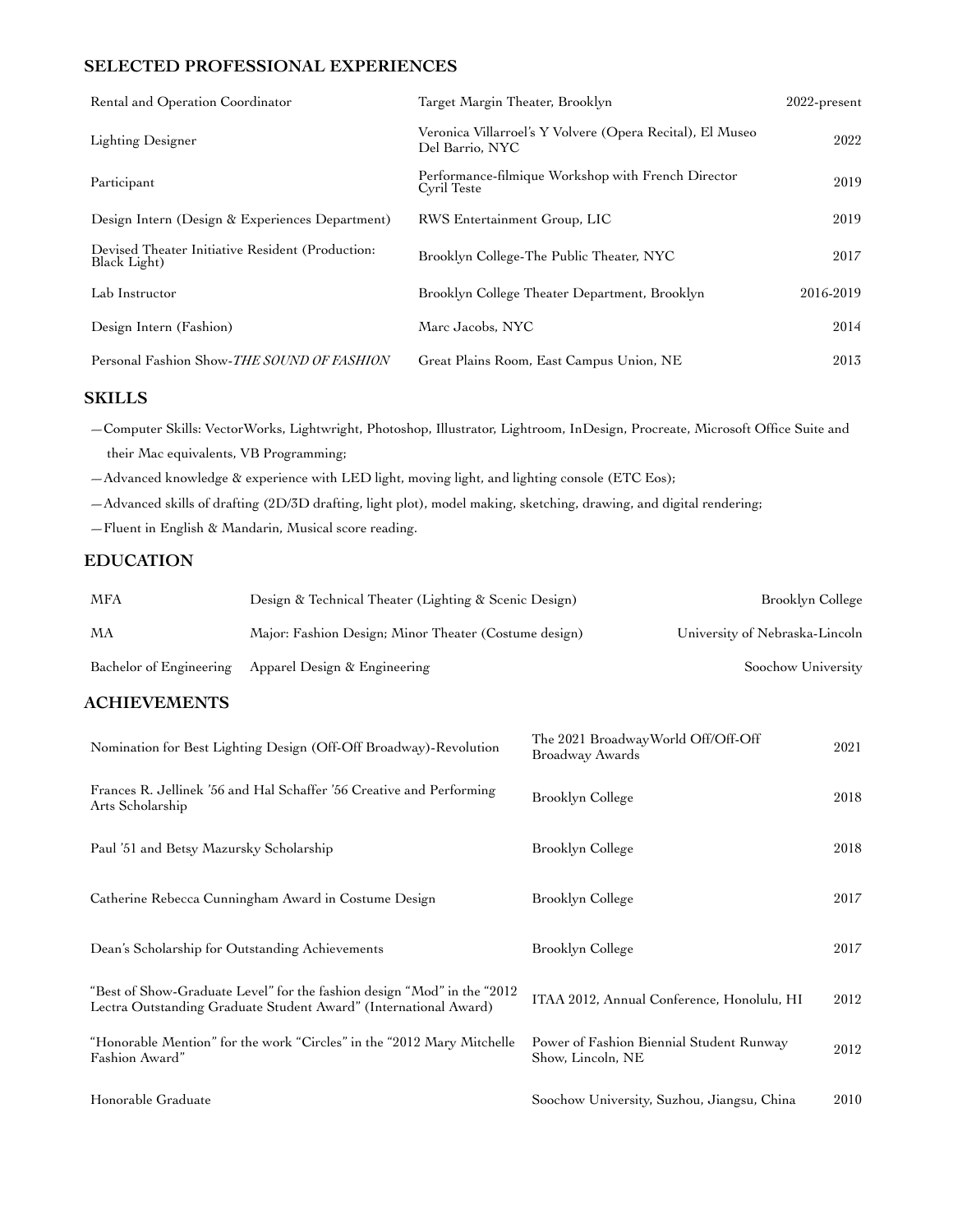## SELECTED PROFESSIONAL EXPERIENCES

| | | |
|---|---|---|
| Rental and Operation Coordinator | Target Margin Theater, Brooklyn | 2022-present |
| Lighting Designer | Veronica Villarroel's Y Volvere (Opera Recital), El Museo Del Barrio, NYC | 2022 |
| Participant | Performance-filmique Workshop with French Director Cyril Teste | 2019 |
| Design Intern (Design & Experiences Department) | RWS Entertainment Group, LIC | 2019 |
| Devised Theater Initiative Resident (Production: Black Light) | Brooklyn College-The Public Theater, NYC | 2017 |
| Lab Instructor | Brooklyn College Theater Department, Brooklyn | 2016-2019 |
| Design Intern (Fashion) | Marc Jacobs, NYC | 2014 |
| Personal Fashion Show-*THE SOUND OF FASHION* | Great Plains Room, East Campus Union, NE | 2013 |

## SKILLS

—Computer Skills: VectorWorks, Lightwright, Photoshop, Illustrator, Lightroom, InDesign, Procreate, Microsoft Office Suite and their Mac equivalents, VB Programming;

—Advanced knowledge & experience with LED light, moving light, and lighting console (ETC Eos);

—Advanced skills of drafting (2D/3D drafting, light plot), model making, sketching, drawing, and digital rendering;

—Fluent in English & Mandarin, Musical score reading.

## EDUCATION

| | | |
|---|---|---|
| MFA | Design & Technical Theater (Lighting & Scenic Design) | Brooklyn College |
| MA | Major: Fashion Design; Minor Theater (Costume design) | University of Nebraska-Lincoln |
| Bachelor of Engineering | Apparel Design & Engineering | Soochow University |

## ACHIEVEMENTS

| | | |
|---|---|---|
| Nomination for Best Lighting Design (Off-Off Broadway)-Revolution | The 2021 BroadwayWorld Off/Off-Off Broadway Awards | 2021 |
| Frances R. Jellinek '56 and Hal Schaffer '56 Creative and Performing Arts Scholarship | Brooklyn College | 2018 |
| Paul '51 and Betsy Mazursky Scholarship | Brooklyn College | 2018 |
| Catherine Rebecca Cunningham Award in Costume Design | Brooklyn College | 2017 |
| Dean's Scholarship for Outstanding Achievements | Brooklyn College | 2017 |
| "Best of Show-Graduate Level" for the fashion design "Mod" in the "2012 Lectra Outstanding Graduate Student Award" (International Award) | ITAA 2012, Annual Conference, Honolulu, HI | 2012 |
| "Honorable Mention" for the work "Circles" in the "2012 Mary Mitchelle Fashion Award" | Power of Fashion Biennial Student Runway Show, Lincoln, NE | 2012 |
| Honorable Graduate | Soochow University, Suzhou, Jiangsu, China | 2010 |